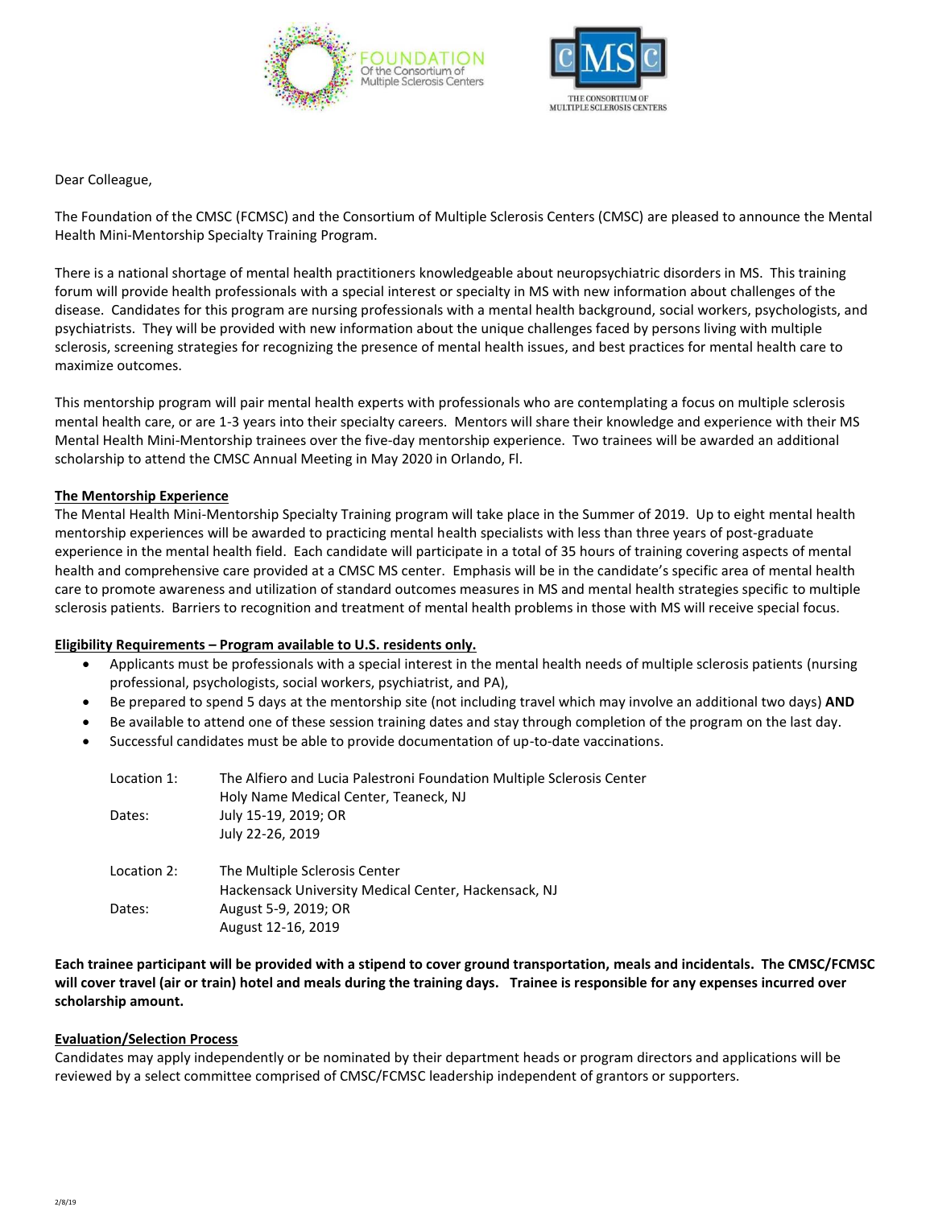Dear Colleague,

The Foundation of the CMSC (FCMSC) and the Consortium of Multiple Sclerosis Centers (CMSC) are pleased to announce the Mental Health Mini-Mentorship Specialty Training Program.

There is a national shortage of mental health practitioners knowledgeable about neuropsychiatric disorders in MS. This training forum will provide health professionals with a special interest or specialty in MS with new information about challenges of the disease. Candidates for this program are nursing professionals with a mental health background, social workers, psychologists, and psychiatrists. They will be provided with new information about the unique challenges faced by persons living with multiple sclerosis, screening strategies for recognizing the presence of mental health issues, and best practices for mental health care to maximize outcomes.

This mentorship program will pair mental health experts with professionals who are contemplating a focus on multiple sclerosis mental health care, or are 1-3 years into their specialty careers. Mentors will share their knowledge and experience with their MS Mental Health Mini-Mentorship trainees over the five-day mentorship experience. Two trainees will be awarded an additional scholarship to attend the CMSC Annual Meeting in May 2020 in Orlando, Fl.

**The Mentorship Experience**

The Mental Health Mini-Mentorship Specialty Training program will take place in the Summer of 2019. Up to eight mental health mentorship experiences will be awarded to practicing mental health specialists with less than three years of post-graduate experience in the mental health field. Each candidate will participate in a total of 35 hours of training covering aspects of mental health and comprehensive care provided at a CMSC MS center. Emphasis will be in the candidate's specific area of mental health care to promote awareness and utilization of standard outcomes measures in MS and mental health strategies specific to multiple sclerosis patients. Barriers to recognition and treatment of mental health problems in those with MS will receive special focus.

**Eligibility Requirements – Program available to U.S. residents only.**

- Applicants must be professionals with a special interest in the mental health needs of multiple sclerosis patients (nursing professional, psychologists, social workers, psychiatrist, and PA),
- Be prepared to spend 5 days at the mentorship site (not including travel which may involve an additional two days) **AND**
- Be available to attend one of these session training dates and stay through completion of the program on the last day.
- Successful candidates must be able to provide documentation of up-to-date vaccinations.

Location 1: The Alfiero and Lucia Palestroni Foundation Multiple Sclerosis Center
Holy Name Medical Center, Teaneck, NJ
Dates: July 15-19, 2019; OR
July 22-26, 2019

Location 2: The Multiple Sclerosis Center
Hackensack University Medical Center, Hackensack, NJ
Dates: August 5-9, 2019; OR
August 12-16, 2019

**Each trainee participant will be provided with a stipend to cover ground transportation, meals and incidentals. The CMSC/FCMSC will cover travel (air or train) hotel and meals during the training days. Trainee is responsible for any expenses incurred over scholarship amount.**

**Evaluation/Selection Process**

Candidates may apply independently or be nominated by their department heads or program directors and applications will be reviewed by a select committee comprised of CMSC/FCMSC leadership independent of grantors or supporters.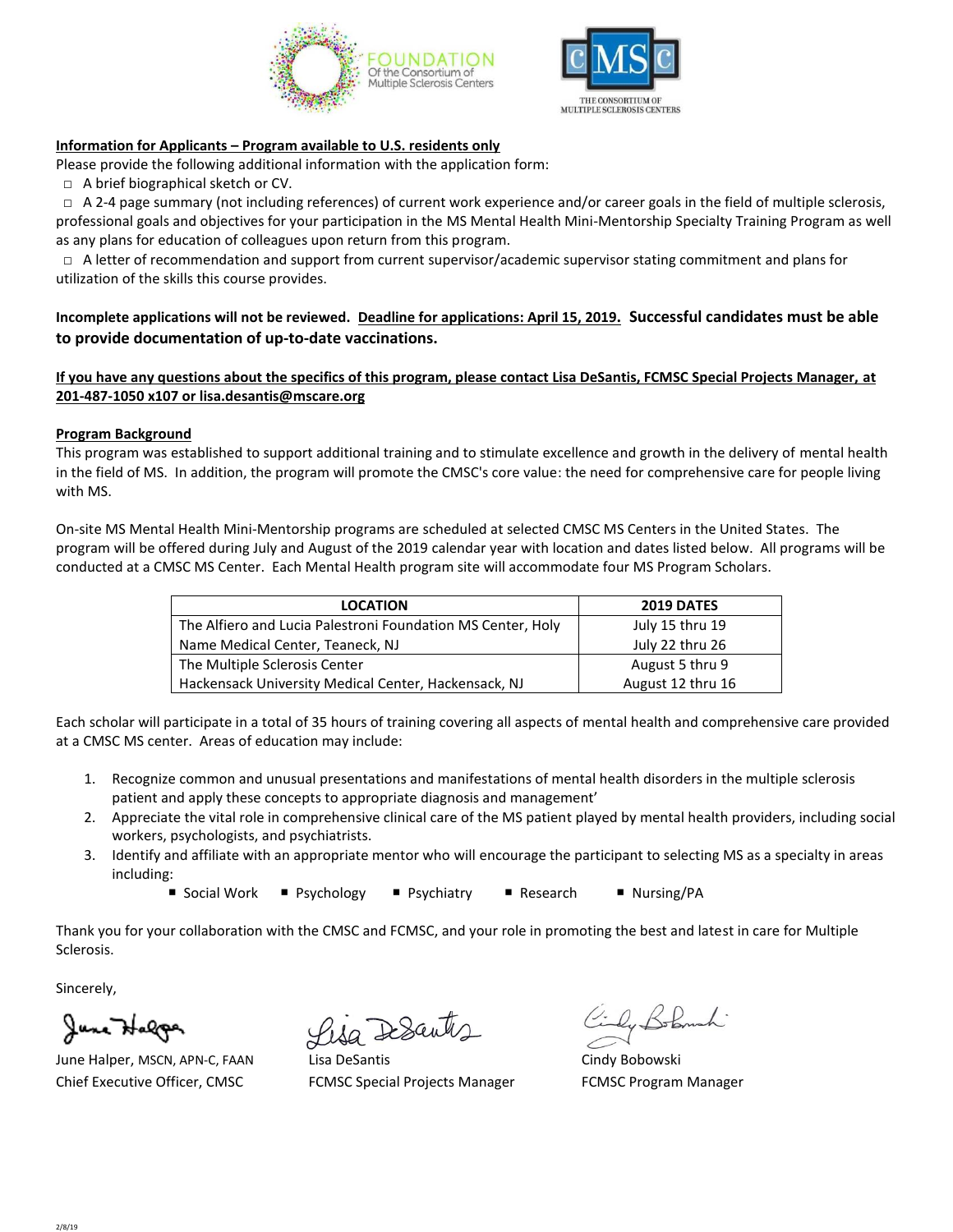**Information for Applicants – Program available to U.S. residents only**

Please provide the following additional information with the application form:

- □ A brief biographical sketch or CV.
- □ A 2-4 page summary (not including references) of current work experience and/or career goals in the field of multiple sclerosis, professional goals and objectives for your participation in the MS Mental Health Mini-Mentorship Specialty Training Program as well as any plans for education of colleagues upon return from this program.
- □ A letter of recommendation and support from current supervisor/academic supervisor stating commitment and plans for utilization of the skills this course provides.

**Incomplete applications will not be reviewed. Deadline for applications: April 15, 2019. Successful candidates must be able to provide documentation of up-to-date vaccinations.**

**If you have any questions about the specifics of this program, please contact Lisa DeSantis, FCMSC Special Projects Manager, at 201-487-1050 x107 or lisa.desantis@mscare.org**

**Program Background**

This program was established to support additional training and to stimulate excellence and growth in the delivery of mental health in the field of MS. In addition, the program will promote the CMSC's core value: the need for comprehensive care for people living with MS.

On-site MS Mental Health Mini-Mentorship programs are scheduled at selected CMSC MS Centers in the United States. The program will be offered during July and August of the 2019 calendar year with location and dates listed below. All programs will be conducted at a CMSC MS Center. Each Mental Health program site will accommodate four MS Program Scholars.

| LOCATION | 2019 DATES |
|---|---|
| The Alfiero and Lucia Palestroni Foundation MS Center, Holy Name Medical Center, Teaneck, NJ | July 15 thru 19<br>July 22 thru 26 |
| The Multiple Sclerosis Center<br>Hackensack University Medical Center, Hackensack, NJ | August 5 thru 9<br>August 12 thru 16 |

Each scholar will participate in a total of 35 hours of training covering all aspects of mental health and comprehensive care provided at a CMSC MS center. Areas of education may include:

1. Recognize common and unusual presentations and manifestations of mental health disorders in the multiple sclerosis patient and apply these concepts to appropriate diagnosis and management'
2. Appreciate the vital role in comprehensive clinical care of the MS patient played by mental health providers, including social workers, psychologists, and psychiatrists.
3. Identify and affiliate with an appropriate mentor who will encourage the participant to selecting MS as a specialty in areas including:
   - Social Work
   - Psychology
   - Psychiatry
   - Research
   - Nursing/PA

Thank you for your collaboration with the CMSC and FCMSC, and your role in promoting the best and latest in care for Multiple Sclerosis.

Sincerely,

June Halper, MSCN, APN-C, FAAN
Chief Executive Officer, CMSC

Lisa DeSantis
FCMSC Special Projects Manager

Cindy Bobowski
FCMSC Program Manager

2/8/19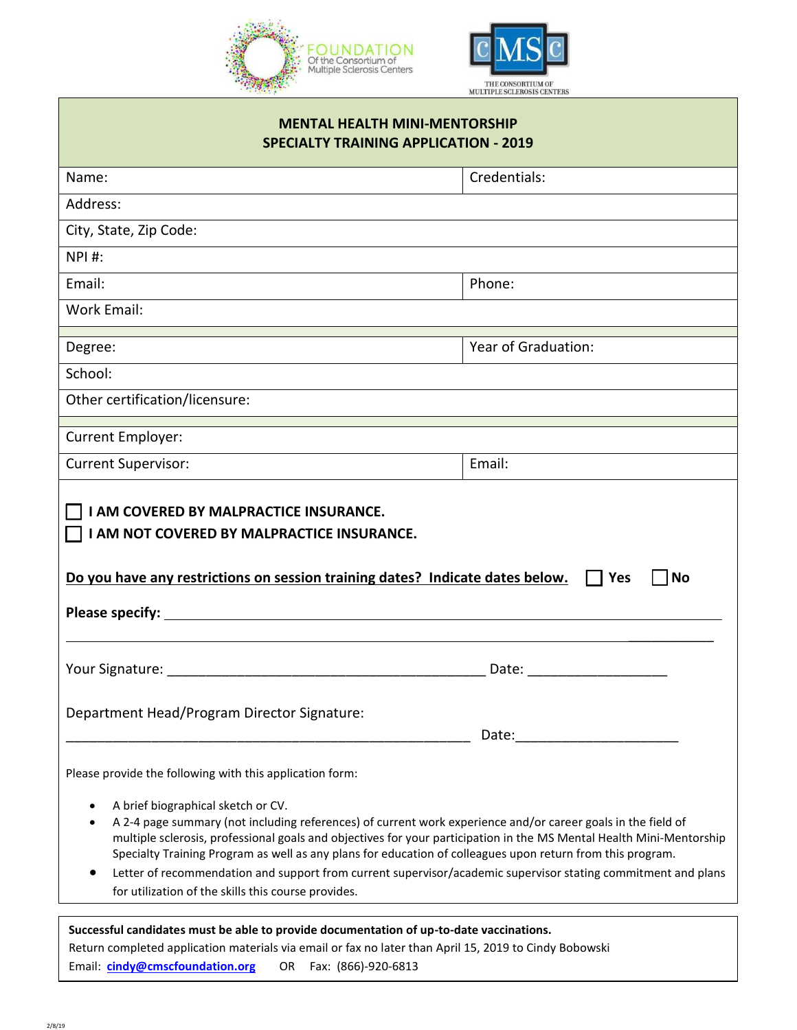FOUNDATION Of the Consortium of Multiple Sclerosis Centers

CMSC THE CONSORTIUM OF MULTIPLE SCLEROSIS CENTERS

## MENTAL HEALTH MINI-MENTORSHIP
## SPECIALTY TRAINING APPLICATION - 2019

| | |
|---|---|
| Name: | Credentials: |
| Address: | |
| City, State, Zip Code: | |
| NPI #: | |
| Email: | Phone: |
| Work Email: | |
| Degree: | Year of Graduation: |
| School: | |
| Other certification/licensure: | |
| Current Employer: | |
| Current Supervisor: | Email: |

☐ **I AM COVERED BY MALPRACTICE INSURANCE.**
☐ **I AM NOT COVERED BY MALPRACTICE INSURANCE.**

**Do you have any restrictions on session training dates? Indicate dates below.** ☐ **Yes** ☐ **No**

**Please specify:** ______________________________________________________________

______________________________________________________________________________

Your Signature: ________________________________________ Date: __________________

Department Head/Program Director Signature:

_____________________________________________________ Date:_____________________

Please provide the following with this application form:

- A brief biographical sketch or CV.
- A 2-4 page summary (not including references) of current work experience and/or career goals in the field of multiple sclerosis, professional goals and objectives for your participation in the MS Mental Health Mini-Mentorship Specialty Training Program as well as any plans for education of colleagues upon return from this program.
- Letter of recommendation and support from current supervisor/academic supervisor stating commitment and plans for utilization of the skills this course provides.

**Successful candidates must be able to provide documentation of up-to-date vaccinations.**
Return completed application materials via email or fax no later than April 15, 2019 to Cindy Bobowski
Email: **cindy@cmscfoundation.org** OR Fax: (866)-920-6813

2/8/19